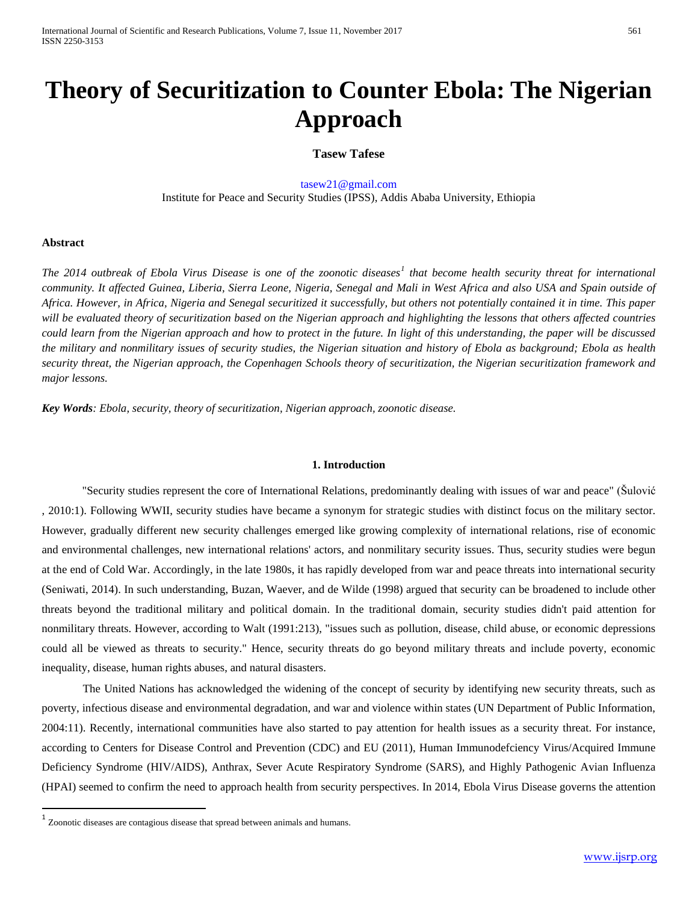# Theory of Securitization to Counter Ebola: The Nigerian Approach

**Tasew Tafese**

tasew21@gmail.com
Institute for Peace and Security Studies (IPSS), Addis Ababa University, Ethiopia

**Abstract**

*The 2014 outbreak of Ebola Virus Disease is one of the zoonotic diseases[1] that become health security threat for international community. It affected Guinea, Liberia, Sierra Leone, Nigeria, Senegal and Mali in West Africa and also USA and Spain outside of Africa. However, in Africa, Nigeria and Senegal securitized it successfully, but others not potentially contained it in time. This paper will be evaluated theory of securitization based on the Nigerian approach and highlighting the lessons that others affected countries could learn from the Nigerian approach and how to protect in the future. In light of this understanding, the paper will be discussed the military and nonmilitary issues of security studies, the Nigerian situation and history of Ebola as background; Ebola as health security threat, the Nigerian approach, the Copenhagen Schools theory of securitization, the Nigerian securitization framework and major lessons.*

***Key Words****: Ebola, security, theory of securitization, Nigerian approach, zoonotic disease.*

## 1. Introduction

"Security studies represent the core of International Relations, predominantly dealing with issues of war and peace" (Šulović, 2010:1). Following WWII, security studies have became a synonym for strategic studies with distinct focus on the military sector. However, gradually different new security challenges emerged like growing complexity of international relations, rise of economic and environmental challenges, new international relations' actors, and nonmilitary security issues. Thus, security studies were begun at the end of Cold War. Accordingly, in the late 1980s, it has rapidly developed from war and peace threats into international security (Seniwati, 2014). In such understanding, Buzan, Waever, and de Wilde (1998) argued that security can be broadened to include other threats beyond the traditional military and political domain. In the traditional domain, security studies didn't paid attention for nonmilitary threats. However, according to Walt (1991:213), "issues such as pollution, disease, child abuse, or economic depressions could all be viewed as threats to security." Hence, security threats do go beyond military threats and include poverty, economic inequality, disease, human rights abuses, and natural disasters.

The United Nations has acknowledged the widening of the concept of security by identifying new security threats, such as poverty, infectious disease and environmental degradation, and war and violence within states (UN Department of Public Information, 2004:11). Recently, international communities have also started to pay attention for health issues as a security threat. For instance, according to Centers for Disease Control and Prevention (CDC) and EU (2011), Human Immunodefciency Virus/Acquired Immune Deficiency Syndrome (HIV/AIDS), Anthrax, Sever Acute Respiratory Syndrome (SARS), and Highly Pathogenic Avian Influenza (HPAI) seemed to confirm the need to approach health from security perspectives. In 2014, Ebola Virus Disease governs the attention

[1] Zoonotic diseases are contagious disease that spread between animals and humans.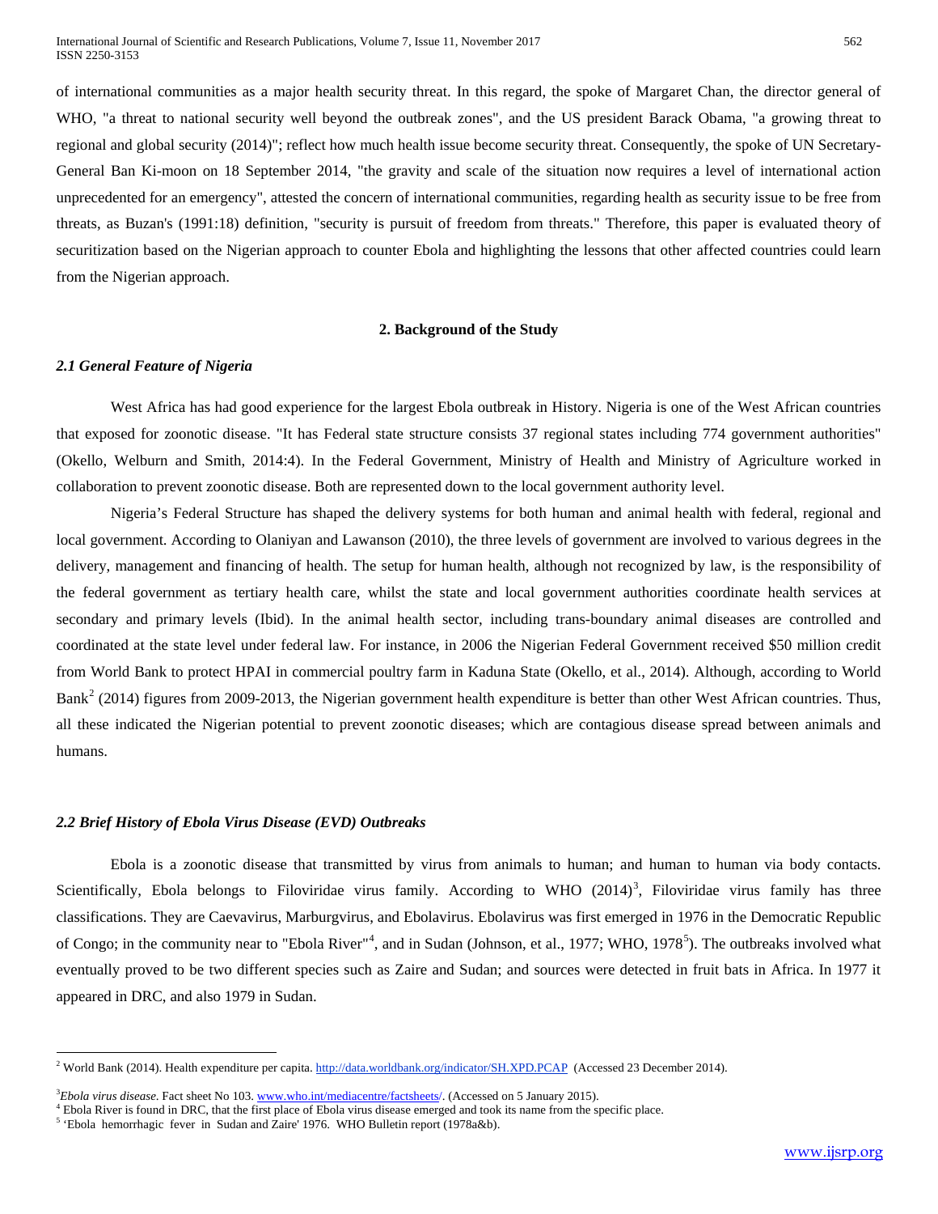of international communities as a major health security threat. In this regard, the spoke of Margaret Chan, the director general of WHO, "a threat to national security well beyond the outbreak zones", and the US president Barack Obama, "a growing threat to regional and global security (2014)"; reflect how much health issue become security threat. Consequently, the spoke of UN Secretary-General Ban Ki-moon on 18 September 2014, "the gravity and scale of the situation now requires a level of international action unprecedented for an emergency", attested the concern of international communities, regarding health as security issue to be free from threats, as Buzan's (1991:18) definition, "security is pursuit of freedom from threats." Therefore, this paper is evaluated theory of securitization based on the Nigerian approach to counter Ebola and highlighting the lessons that other affected countries could learn from the Nigerian approach.

## 2. Background of the Study

### *2.1 General Feature of Nigeria*

West Africa has had good experience for the largest Ebola outbreak in History. Nigeria is one of the West African countries that exposed for zoonotic disease. "It has Federal state structure consists 37 regional states including 774 government authorities" (Okello, Welburn and Smith, 2014:4). In the Federal Government, Ministry of Health and Ministry of Agriculture worked in collaboration to prevent zoonotic disease. Both are represented down to the local government authority level.

Nigeria's Federal Structure has shaped the delivery systems for both human and animal health with federal, regional and local government. According to Olaniyan and Lawanson (2010), the three levels of government are involved to various degrees in the delivery, management and financing of health. The setup for human health, although not recognized by law, is the responsibility of the federal government as tertiary health care, whilst the state and local government authorities coordinate health services at secondary and primary levels (Ibid). In the animal health sector, including trans-boundary animal diseases are controlled and coordinated at the state level under federal law. For instance, in 2006 the Nigerian Federal Government received $50 million credit from World Bank to protect HPAI in commercial poultry farm in Kaduna State (Okello, et al., 2014). Although, according to World Bank[2] (2014) figures from 2009-2013, the Nigerian government health expenditure is better than other West African countries. Thus, all these indicated the Nigerian potential to prevent zoonotic diseases; which are contagious disease spread between animals and humans.

### *2.2 Brief History of Ebola Virus Disease (EVD) Outbreaks*

Ebola is a zoonotic disease that transmitted by virus from animals to human; and human to human via body contacts. Scientifically, Ebola belongs to Filoviridae virus family. According to WHO (2014)[3], Filoviridae virus family has three classifications. They are Caevavirus, Marburgvirus, and Ebolavirus. Ebolavirus was first emerged in 1976 in the Democratic Republic of Congo; in the community near to "Ebola River"[4], and in Sudan (Johnson, et al., 1977; WHO, 1978[5]). The outbreaks involved what eventually proved to be two different species such as Zaire and Sudan; and sources were detected in fruit bats in Africa. In 1977 it appeared in DRC, and also 1979 in Sudan.

---

[2] World Bank (2014). Health expenditure per capita. http://data.worldbank.org/indicator/SH.XPD.PCAP (Accessed 23 December 2014).

[3] *Ebola virus disease*. Fact sheet No 103. www.who.int/mediacentre/factsheets/. (Accessed on 5 January 2015).

[4] Ebola River is found in DRC, that the first place of Ebola virus disease emerged and took its name from the specific place.

[5] 'Ebola hemorrhagic fever in Sudan and Zaire' 1976. WHO Bulletin report (1978a&b).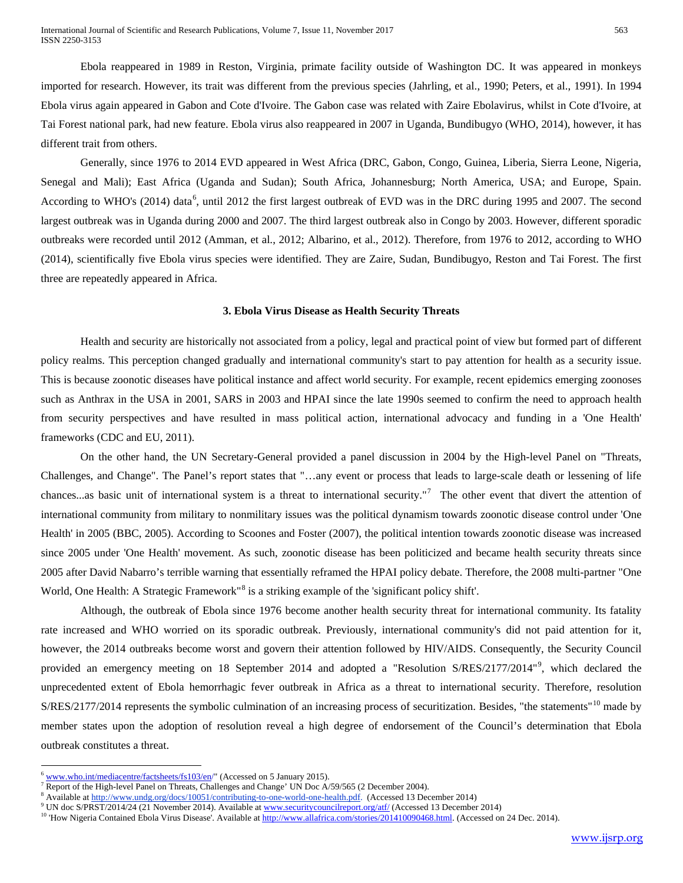Ebola reappeared in 1989 in Reston, Virginia, primate facility outside of Washington DC. It was appeared in monkeys imported for research. However, its trait was different from the previous species (Jahrling, et al., 1990; Peters, et al., 1991). In 1994 Ebola virus again appeared in Gabon and Cote d'Ivoire. The Gabon case was related with Zaire Ebolavirus, whilst in Cote d'Ivoire, at Tai Forest national park, had new feature. Ebola virus also reappeared in 2007 in Uganda, Bundibugyo (WHO, 2014), however, it has different trait from others.

Generally, since 1976 to 2014 EVD appeared in West Africa (DRC, Gabon, Congo, Guinea, Liberia, Sierra Leone, Nigeria, Senegal and Mali); East Africa (Uganda and Sudan); South Africa, Johannesburg; North America, USA; and Europe, Spain. According to WHO's (2014) data[6], until 2012 the first largest outbreak of EVD was in the DRC during 1995 and 2007. The second largest outbreak was in Uganda during 2000 and 2007. The third largest outbreak also in Congo by 2003. However, different sporadic outbreaks were recorded until 2012 (Amman, et al., 2012; Albarino, et al., 2012). Therefore, from 1976 to 2012, according to WHO (2014), scientifically five Ebola virus species were identified. They are Zaire, Sudan, Bundibugyo, Reston and Tai Forest. The first three are repeatedly appeared in Africa.

### 3. Ebola Virus Disease as Health Security Threats

Health and security are historically not associated from a policy, legal and practical point of view but formed part of different policy realms. This perception changed gradually and international community's start to pay attention for health as a security issue. This is because zoonotic diseases have political instance and affect world security. For example, recent epidemics emerging zoonoses such as Anthrax in the USA in 2001, SARS in 2003 and HPAI since the late 1990s seemed to confirm the need to approach health from security perspectives and have resulted in mass political action, international advocacy and funding in a 'One Health' frameworks (CDC and EU, 2011).

On the other hand, the UN Secretary-General provided a panel discussion in 2004 by the High-level Panel on "Threats, Challenges, and Change". The Panel's report states that "…any event or process that leads to large-scale death or lessening of life chances...as basic unit of international system is a threat to international security."[7] The other event that divert the attention of international community from military to nonmilitary issues was the political dynamism towards zoonotic disease control under 'One Health' in 2005 (BBC, 2005). According to Scoones and Foster (2007), the political intention towards zoonotic disease was increased since 2005 under 'One Health' movement. As such, zoonotic disease has been politicized and became health security threats since 2005 after David Nabarro's terrible warning that essentially reframed the HPAI policy debate. Therefore, the 2008 multi-partner "One World, One Health: A Strategic Framework"[8] is a striking example of the 'significant policy shift'.

Although, the outbreak of Ebola since 1976 become another health security threat for international community. Its fatality rate increased and WHO worried on its sporadic outbreak. Previously, international community's did not paid attention for it, however, the 2014 outbreaks become worst and govern their attention followed by HIV/AIDS. Consequently, the Security Council provided an emergency meeting on 18 September 2014 and adopted a "Resolution S/RES/2177/2014"[9], which declared the unprecedented extent of Ebola hemorrhagic fever outbreak in Africa as a threat to international security. Therefore, resolution S/RES/2177/2014 represents the symbolic culmination of an increasing process of securitization. Besides, "the statements"[10] made by member states upon the adoption of resolution reveal a high degree of endorsement of the Council's determination that Ebola outbreak constitutes a threat.

---

[6] www.who.int/mediacentre/factsheets/fs103/en/" (Accessed on 5 January 2015).

[7] Report of the High-level Panel on Threats, Challenges and Change' UN Doc A/59/565 (2 December 2004).

[8] Available at http://www.undg.org/docs/10051/contributing-to-one-world-one-health.pdf. (Accessed 13 December 2014)

[9] UN doc S/PRST/2014/24 (21 November 2014). Available at www.securitycouncilreport.org/atf/ (Accessed 13 December 2014)

[10] 'How Nigeria Contained Ebola Virus Disease'. Available at http://www.allafrica.com/stories/201410090468.html. (Accessed on 24 Dec. 2014).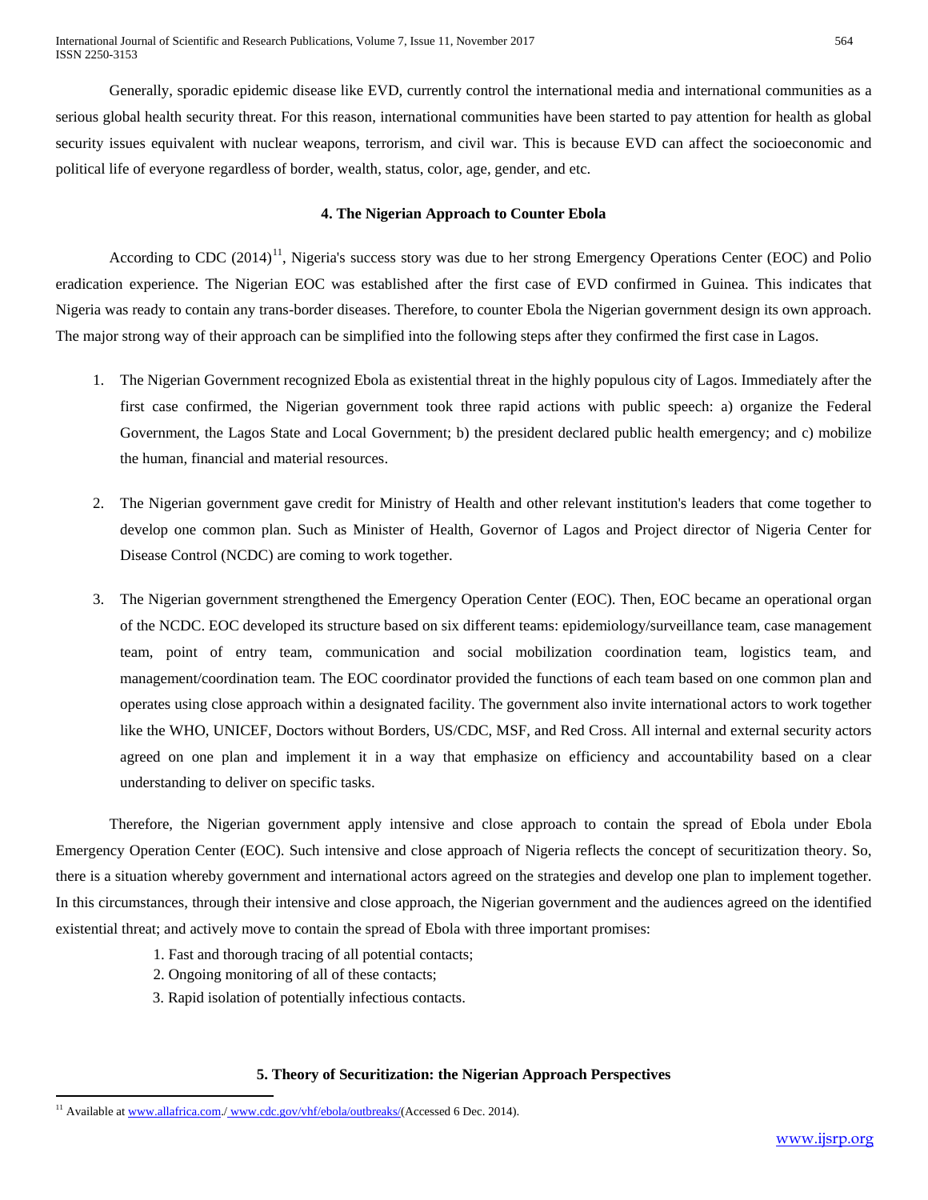Generally, sporadic epidemic disease like EVD, currently control the international media and international communities as a serious global health security threat. For this reason, international communities have been started to pay attention for health as global security issues equivalent with nuclear weapons, terrorism, and civil war. This is because EVD can affect the socioeconomic and political life of everyone regardless of border, wealth, status, color, age, gender, and etc.

## 4. The Nigerian Approach to Counter Ebola

According to CDC (2014)[11], Nigeria's success story was due to her strong Emergency Operations Center (EOC) and Polio eradication experience. The Nigerian EOC was established after the first case of EVD confirmed in Guinea. This indicates that Nigeria was ready to contain any trans-border diseases. Therefore, to counter Ebola the Nigerian government design its own approach. The major strong way of their approach can be simplified into the following steps after they confirmed the first case in Lagos.

1. The Nigerian Government recognized Ebola as existential threat in the highly populous city of Lagos. Immediately after the first case confirmed, the Nigerian government took three rapid actions with public speech: a) organize the Federal Government, the Lagos State and Local Government; b) the president declared public health emergency; and c) mobilize the human, financial and material resources.

2. The Nigerian government gave credit for Ministry of Health and other relevant institution's leaders that come together to develop one common plan. Such as Minister of Health, Governor of Lagos and Project director of Nigeria Center for Disease Control (NCDC) are coming to work together.

3. The Nigerian government strengthened the Emergency Operation Center (EOC). Then, EOC became an operational organ of the NCDC. EOC developed its structure based on six different teams: epidemiology/surveillance team, case management team, point of entry team, communication and social mobilization coordination team, logistics team, and management/coordination team. The EOC coordinator provided the functions of each team based on one common plan and operates using close approach within a designated facility. The government also invite international actors to work together like the WHO, UNICEF, Doctors without Borders, US/CDC, MSF, and Red Cross. All internal and external security actors agreed on one plan and implement it in a way that emphasize on efficiency and accountability based on a clear understanding to deliver on specific tasks.

Therefore, the Nigerian government apply intensive and close approach to contain the spread of Ebola under Ebola Emergency Operation Center (EOC). Such intensive and close approach of Nigeria reflects the concept of securitization theory. So, there is a situation whereby government and international actors agreed on the strategies and develop one plan to implement together. In this circumstances, through their intensive and close approach, the Nigerian government and the audiences agreed on the identified existential threat; and actively move to contain the spread of Ebola with three important promises:

1. Fast and thorough tracing of all potential contacts;
2. Ongoing monitoring of all of these contacts;
3. Rapid isolation of potentially infectious contacts.

## 5. Theory of Securitization: the Nigerian Approach Perspectives

[11] Available at www.allafrica.com./ www.cdc.gov/vhf/ebola/outbreaks/(Accessed 6 Dec. 2014).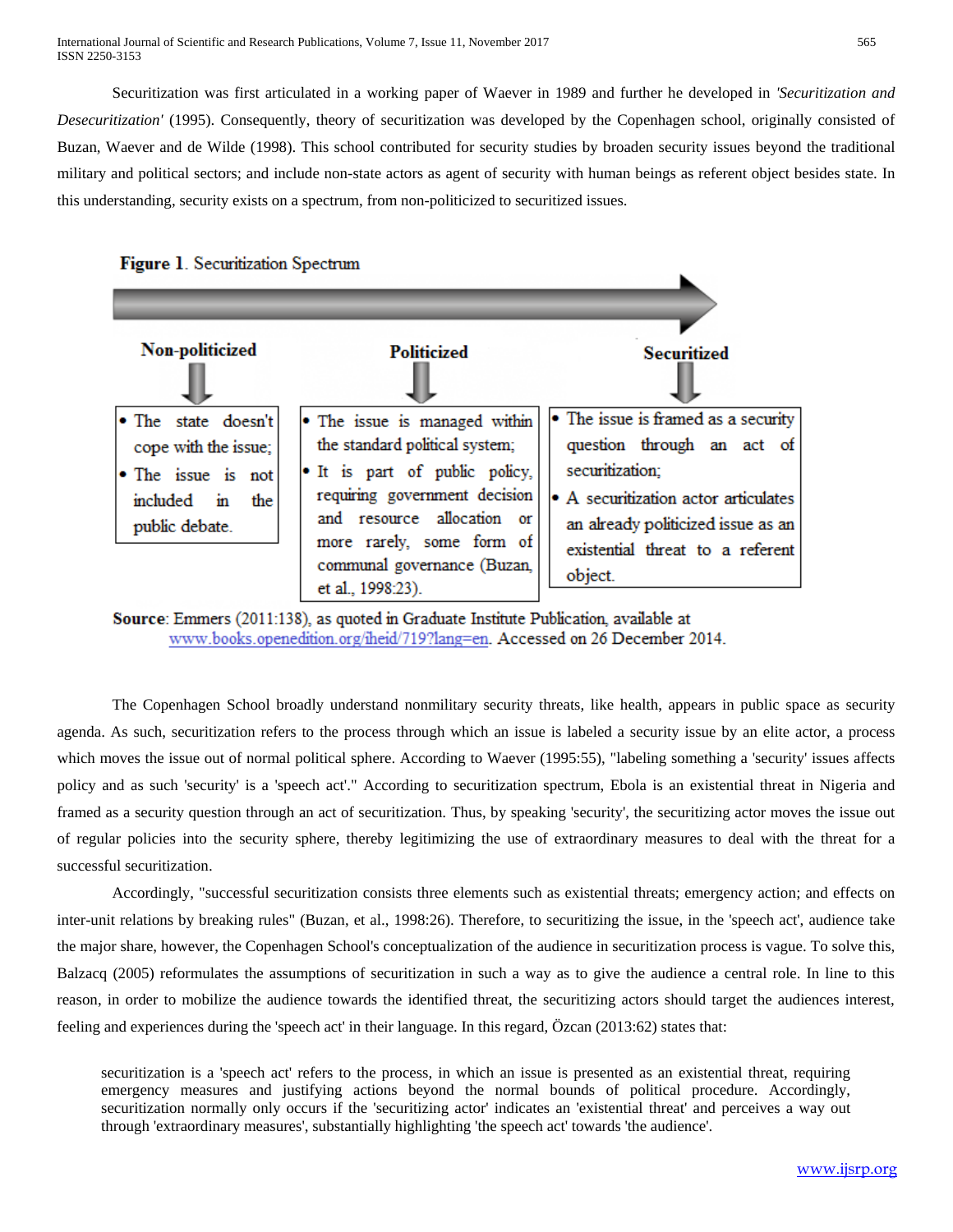Securitization was first articulated in a working paper of Waever in 1989 and further he developed in *'Securitization and Desecuritization'* (1995). Consequently, theory of securitization was developed by the Copenhagen school, originally consisted of Buzan, Waever and de Wilde (1998). This school contributed for security studies by broaden security issues beyond the traditional military and political sectors; and include non-state actors as agent of security with human beings as referent object besides state. In this understanding, security exists on a spectrum, from non-politicized to securitized issues.

**Figure 1**. Securitization Spectrum

| Non-politicized | Politicized | Securitized |
| --- | --- | --- |
| • The state doesn't cope with the issue;<br>• The issue is not included in the public debate. | • The issue is managed within the standard political system;<br>• It is part of public policy, requiring government decision and resource allocation or more rarely, some form of communal governance (Buzan, et al., 1998:23). | • The issue is framed as a security question through an act of securitization;<br>• A securitization actor articulates an already politicized issue as an existential threat to a referent object. |

**Source**: Emmers (2011:138), as quoted in Graduate Institute Publication, available at www.books.openedition.org/iheid/719?lang=en. Accessed on 26 December 2014.

The Copenhagen School broadly understand nonmilitary security threats, like health, appears in public space as security agenda. As such, securitization refers to the process through which an issue is labeled a security issue by an elite actor, a process which moves the issue out of normal political sphere. According to Waever (1995:55), "labeling something a 'security' issues affects policy and as such 'security' is a 'speech act'." According to securitization spectrum, Ebola is an existential threat in Nigeria and framed as a security question through an act of securitization. Thus, by speaking 'security', the securitizing actor moves the issue out of regular policies into the security sphere, thereby legitimizing the use of extraordinary measures to deal with the threat for a successful securitization.

Accordingly, "successful securitization consists three elements such as existential threats; emergency action; and effects on inter-unit relations by breaking rules" (Buzan, et al., 1998:26). Therefore, to securitizing the issue, in the 'speech act', audience take the major share, however, the Copenhagen School's conceptualization of the audience in securitization process is vague. To solve this, Balzacq (2005) reformulates the assumptions of securitization in such a way as to give the audience a central role. In line to this reason, in order to mobilize the audience towards the identified threat, the securitizing actors should target the audiences interest, feeling and experiences during the 'speech act' in their language. In this regard, Özcan (2013:62) states that:

> securitization is a 'speech act' refers to the process, in which an issue is presented as an existential threat, requiring emergency measures and justifying actions beyond the normal bounds of political procedure. Accordingly, securitization normally only occurs if the 'securitizing actor' indicates an 'existential threat' and perceives a way out through 'extraordinary measures', substantially highlighting 'the speech act' towards 'the audience'.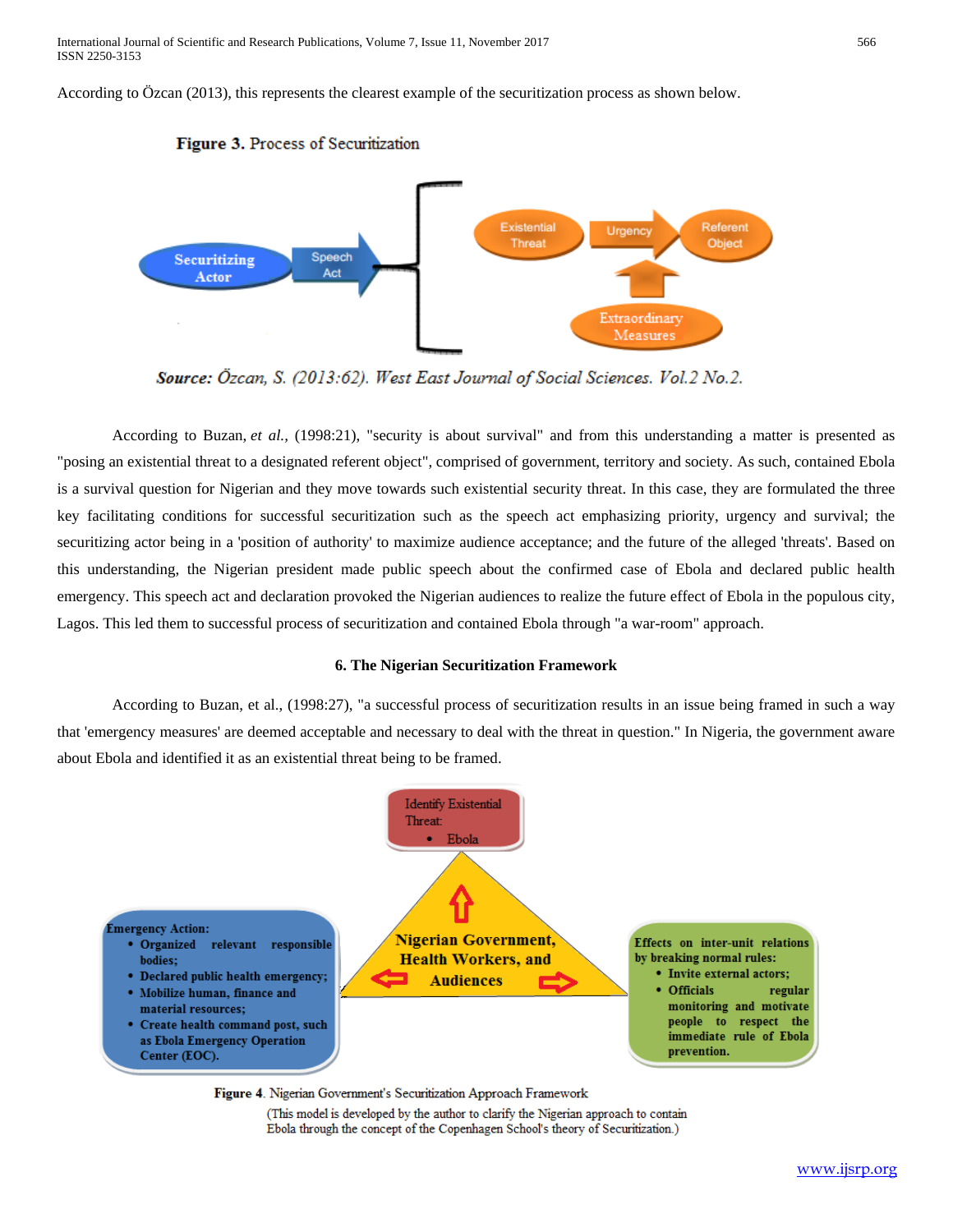According to Özcan (2013), this represents the clearest example of the securitization process as shown below.

**Figure 3.** Process of Securitization

Securitizing Actor → Speech Act → Existential Threat → Urgency → Referent Object; Extraordinary Measures

***Source:*** *Özcan, S. (2013:62). West East Journal of Social Sciences. Vol.2 No.2.*

According to Buzan, *et al.,* (1998:21), "security is about survival" and from this understanding a matter is presented as "posing an existential threat to a designated referent object", comprised of government, territory and society. As such, contained Ebola is a survival question for Nigerian and they move towards such existential security threat. In this case, they are formulated the three key facilitating conditions for successful securitization such as the speech act emphasizing priority, urgency and survival; the securitizing actor being in a 'position of authority' to maximize audience acceptance; and the future of the alleged 'threats'. Based on this understanding, the Nigerian president made public speech about the confirmed case of Ebola and declared public health emergency. This speech act and declaration provoked the Nigerian audiences to realize the future effect of Ebola in the populous city, Lagos. This led them to successful process of securitization and contained Ebola through "a war-room" approach.

### 6. The Nigerian Securitization Framework

According to Buzan, et al., (1998:27), "a successful process of securitization results in an issue being framed in such a way that 'emergency measures' are deemed acceptable and necessary to deal with the threat in question." In Nigeria, the government aware about Ebola and identified it as an existential threat being to be framed.

Identify Existential Threat:
- Ebola

Nigerian Government, Health Workers, and Audiences

**Emergency Action:**
- **Organized relevant responsible bodies;**
- **Declared public health emergency;**
- **Mobilize human, finance and material resources;**
- **Create health command post, such as Ebola Emergency Operation Center (EOC).**

**Effects on inter-unit relations by breaking normal rules:**
- **Invite external actors;**
- **Officials regular monitoring and motivate people to respect the immediate rule of Ebola prevention.**

**Figure 4**. Nigerian Government's Securitization Approach Framework

(This model is developed by the author to clarify the Nigerian approach to contain Ebola through the concept of the Copenhagen School's theory of Securitization.)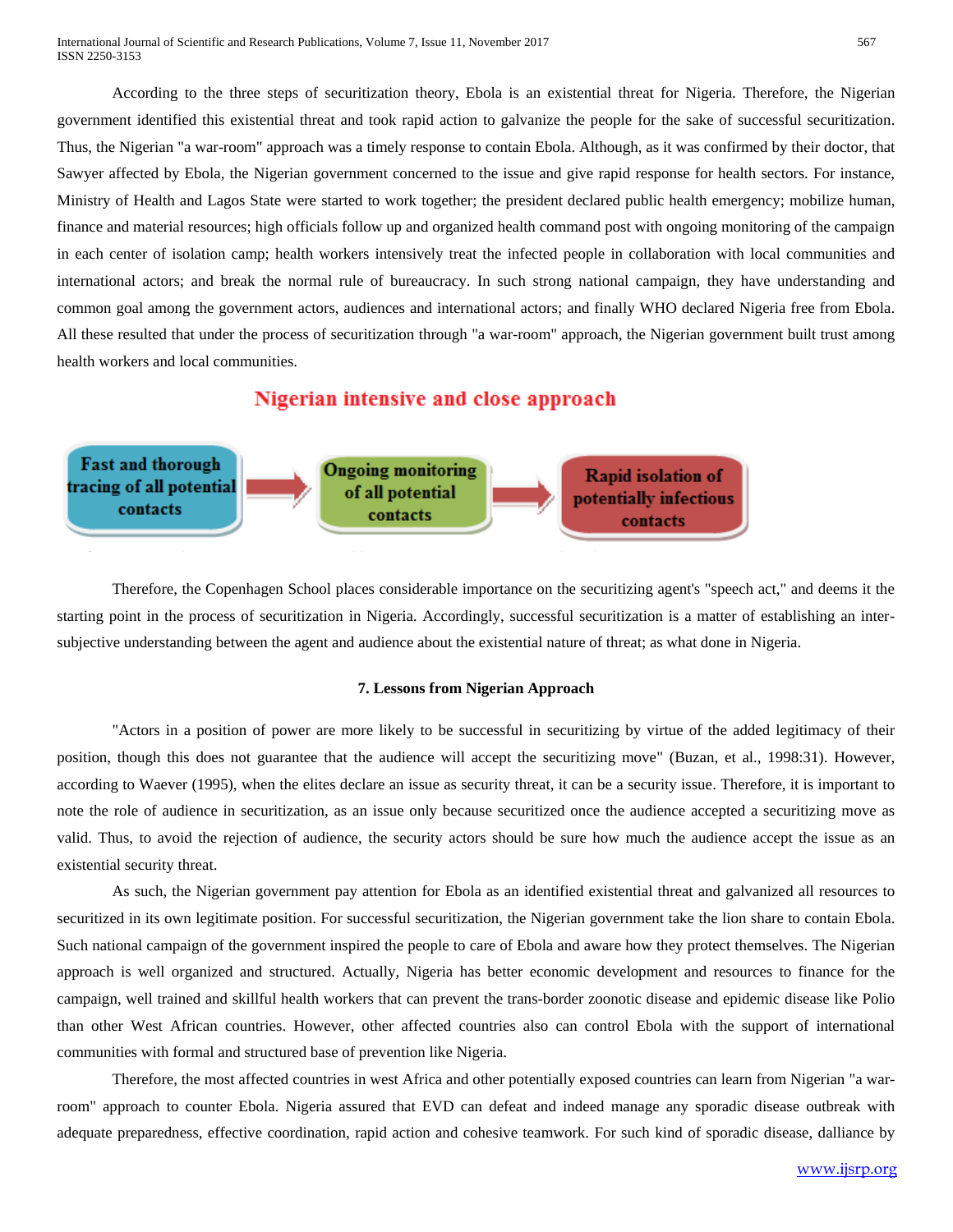According to the three steps of securitization theory, Ebola is an existential threat for Nigeria. Therefore, the Nigerian government identified this existential threat and took rapid action to galvanize the people for the sake of successful securitization. Thus, the Nigerian "a war-room" approach was a timely response to contain Ebola. Although, as it was confirmed by their doctor, that Sawyer affected by Ebola, the Nigerian government concerned to the issue and give rapid response for health sectors. For instance, Ministry of Health and Lagos State were started to work together; the president declared public health emergency; mobilize human, finance and material resources; high officials follow up and organized health command post with ongoing monitoring of the campaign in each center of isolation camp; health workers intensively treat the infected people in collaboration with local communities and international actors; and break the normal rule of bureaucracy. In such strong national campaign, they have understanding and common goal among the government actors, audiences and international actors; and finally WHO declared Nigeria free from Ebola. All these resulted that under the process of securitization through "a war-room" approach, the Nigerian government built trust among health workers and local communities.

**Nigerian intensive and close approach**

Fast and thorough tracing of all potential contacts → Ongoing monitoring of all potential contacts → Rapid isolation of potentially infectious contacts

Therefore, the Copenhagen School places considerable importance on the securitizing agent's "speech act," and deems it the starting point in the process of securitization in Nigeria. Accordingly, successful securitization is a matter of establishing an inter-subjective understanding between the agent and audience about the existential nature of threat; as what done in Nigeria.

### 7. Lessons from Nigerian Approach

"Actors in a position of power are more likely to be successful in securitizing by virtue of the added legitimacy of their position, though this does not guarantee that the audience will accept the securitizing move" (Buzan, et al., 1998:31). However, according to Waever (1995), when the elites declare an issue as security threat, it can be a security issue. Therefore, it is important to note the role of audience in securitization, as an issue only because securitized once the audience accepted a securitizing move as valid. Thus, to avoid the rejection of audience, the security actors should be sure how much the audience accept the issue as an existential security threat.

As such, the Nigerian government pay attention for Ebola as an identified existential threat and galvanized all resources to securitized in its own legitimate position. For successful securitization, the Nigerian government take the lion share to contain Ebola. Such national campaign of the government inspired the people to care of Ebola and aware how they protect themselves. The Nigerian approach is well organized and structured. Actually, Nigeria has better economic development and resources to finance for the campaign, well trained and skillful health workers that can prevent the trans-border zoonotic disease and epidemic disease like Polio than other West African countries. However, other affected countries also can control Ebola with the support of international communities with formal and structured base of prevention like Nigeria.

Therefore, the most affected countries in west Africa and other potentially exposed countries can learn from Nigerian "a war-room" approach to counter Ebola. Nigeria assured that EVD can defeat and indeed manage any sporadic disease outbreak with adequate preparedness, effective coordination, rapid action and cohesive teamwork. For such kind of sporadic disease, dalliance by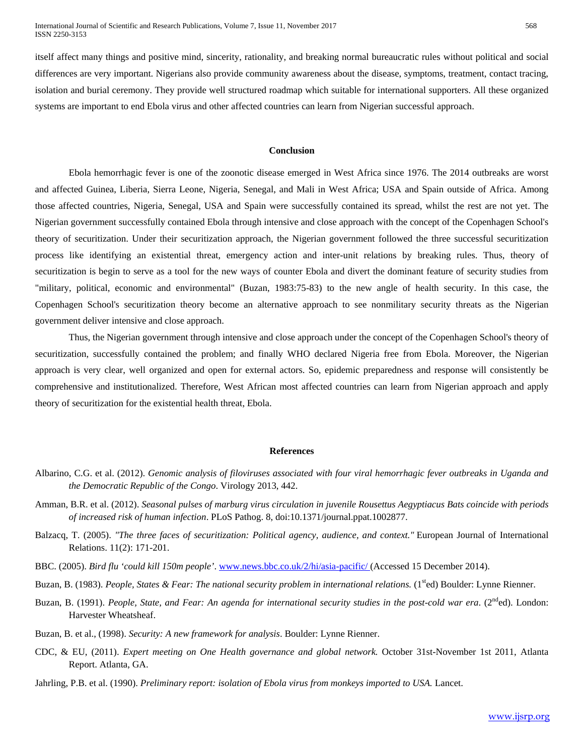itself affect many things and positive mind, sincerity, rationality, and breaking normal bureaucratic rules without political and social differences are very important. Nigerians also provide community awareness about the disease, symptoms, treatment, contact tracing, isolation and burial ceremony. They provide well structured roadmap which suitable for international supporters. All these organized systems are important to end Ebola virus and other affected countries can learn from Nigerian successful approach.

## Conclusion

Ebola hemorrhagic fever is one of the zoonotic disease emerged in West Africa since 1976. The 2014 outbreaks are worst and affected Guinea, Liberia, Sierra Leone, Nigeria, Senegal, and Mali in West Africa; USA and Spain outside of Africa. Among those affected countries, Nigeria, Senegal, USA and Spain were successfully contained its spread, whilst the rest are not yet. The Nigerian government successfully contained Ebola through intensive and close approach with the concept of the Copenhagen School's theory of securitization. Under their securitization approach, the Nigerian government followed the three successful securitization process like identifying an existential threat, emergency action and inter-unit relations by breaking rules. Thus, theory of securitization is begin to serve as a tool for the new ways of counter Ebola and divert the dominant feature of security studies from "military, political, economic and environmental" (Buzan, 1983:75-83) to the new angle of health security. In this case, the Copenhagen School's securitization theory become an alternative approach to see nonmilitary security threats as the Nigerian government deliver intensive and close approach.

Thus, the Nigerian government through intensive and close approach under the concept of the Copenhagen School's theory of securitization, successfully contained the problem; and finally WHO declared Nigeria free from Ebola. Moreover, the Nigerian approach is very clear, well organized and open for external actors. So, epidemic preparedness and response will consistently be comprehensive and institutionalized. Therefore, West African most affected countries can learn from Nigerian approach and apply theory of securitization for the existential health threat, Ebola.

## References

Albarino, C.G. et al. (2012). *Genomic analysis of filoviruses associated with four viral hemorrhagic fever outbreaks in Uganda and the Democratic Republic of the Congo*. Virology 2013, 442.

Amman, B.R. et al. (2012). *Seasonal pulses of marburg virus circulation in juvenile Rousettus Aegyptiacus Bats coincide with periods of increased risk of human infection*. PLoS Pathog. 8, doi:10.1371/journal.ppat.1002877.

Balzacq, T. (2005). *"The three faces of securitization: Political agency, audience, and context."* European Journal of International Relations. 11(2): 171-201.

BBC. (2005). *Bird flu 'could kill 150m people'*. www.news.bbc.co.uk/2/hi/asia-pacific/ (Accessed 15 December 2014).

Buzan, B. (1983). *People, States & Fear: The national security problem in international relations.* (1st ed) Boulder: Lynne Rienner.

Buzan, B. (1991). *People, State, and Fear: An agenda for international security studies in the post-cold war era*. (2nd ed). London: Harvester Wheatsheaf.

Buzan, B. et al., (1998). *Security: A new framework for analysis*. Boulder: Lynne Rienner.

CDC, & EU, (2011). *Expert meeting on One Health governance and global network.* October 31st-November 1st 2011, Atlanta Report. Atlanta, GA.

Jahrling, P.B. et al. (1990). *Preliminary report: isolation of Ebola virus from monkeys imported to USA.* Lancet.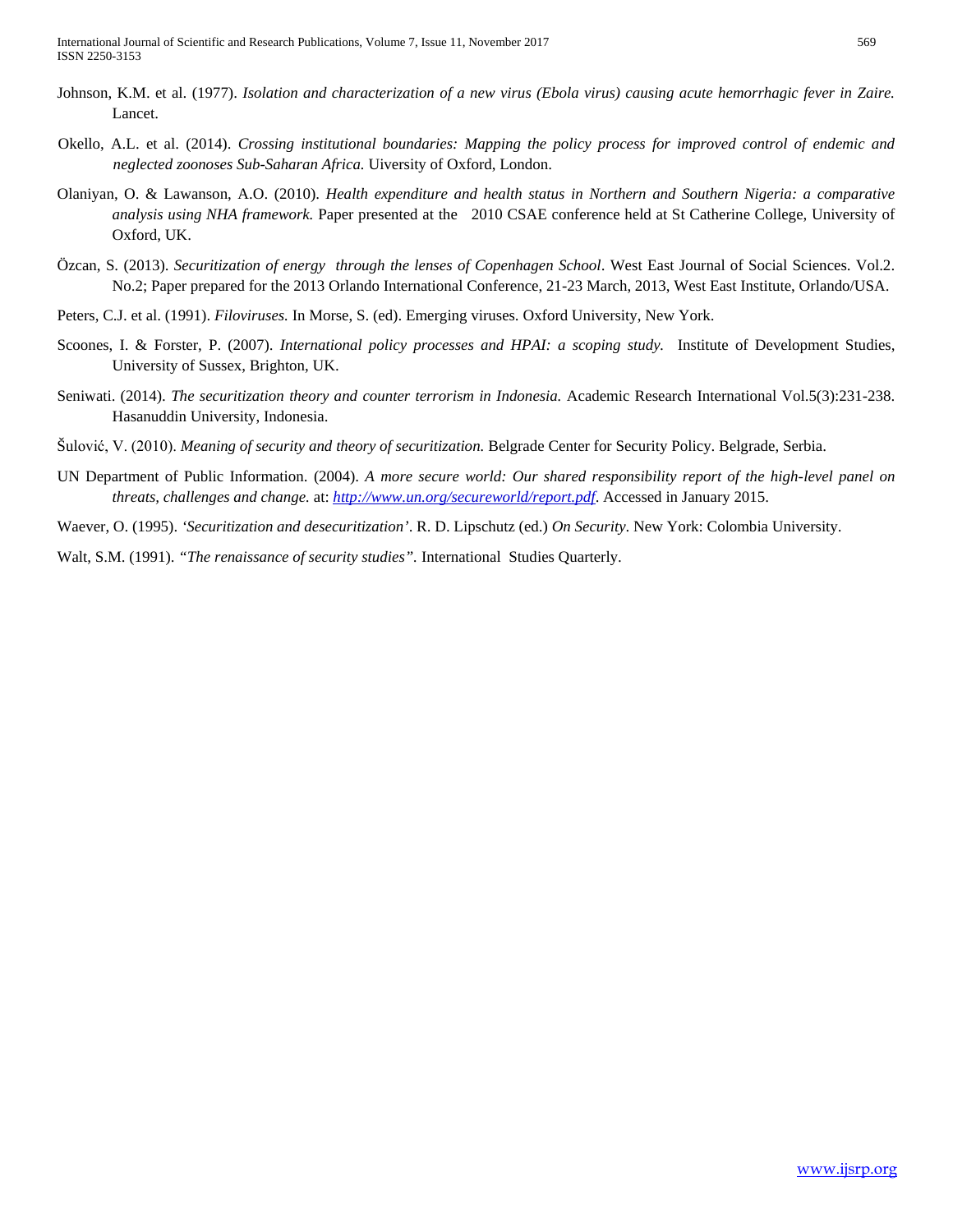Johnson, K.M. et al. (1977). *Isolation and characterization of a new virus (Ebola virus) causing acute hemorrhagic fever in Zaire.* Lancet.

Okello, A.L. et al. (2014). *Crossing institutional boundaries: Mapping the policy process for improved control of endemic and neglected zoonoses Sub-Saharan Africa.* Uiversity of Oxford, London.

Olaniyan, O. & Lawanson, A.O. (2010). *Health expenditure and health status in Northern and Southern Nigeria: a comparative analysis using NHA framework.* Paper presented at the 2010 CSAE conference held at St Catherine College, University of Oxford, UK.

Özcan, S. (2013). *Securitization of energy through the lenses of Copenhagen School*. West East Journal of Social Sciences. Vol.2. No.2; Paper prepared for the 2013 Orlando International Conference, 21-23 March, 2013, West East Institute, Orlando/USA.

Peters, C.J. et al. (1991). *Filoviruses.* In Morse, S. (ed). Emerging viruses. Oxford University, New York.

Scoones, I. & Forster, P. (2007). *International policy processes and HPAI: a scoping study.* Institute of Development Studies, University of Sussex, Brighton, UK.

Seniwati. (2014). *The securitization theory and counter terrorism in Indonesia.* Academic Research International Vol.5(3):231-238. Hasanuddin University, Indonesia.

Šulović, V. (2010). *Meaning of security and theory of securitization.* Belgrade Center for Security Policy. Belgrade, Serbia.

UN Department of Public Information. (2004). *A more secure world: Our shared responsibility report of the high-level panel on threats, challenges and change.* at: *http://www.un.org/secureworld/report.pdf*. Accessed in January 2015.

Waever, O. (1995). *'Securitization and desecuritization'*. R. D. Lipschutz (ed.) *On Security*. New York: Colombia University.

Walt, S.M. (1991). *"The renaissance of security studies".* International Studies Quarterly.